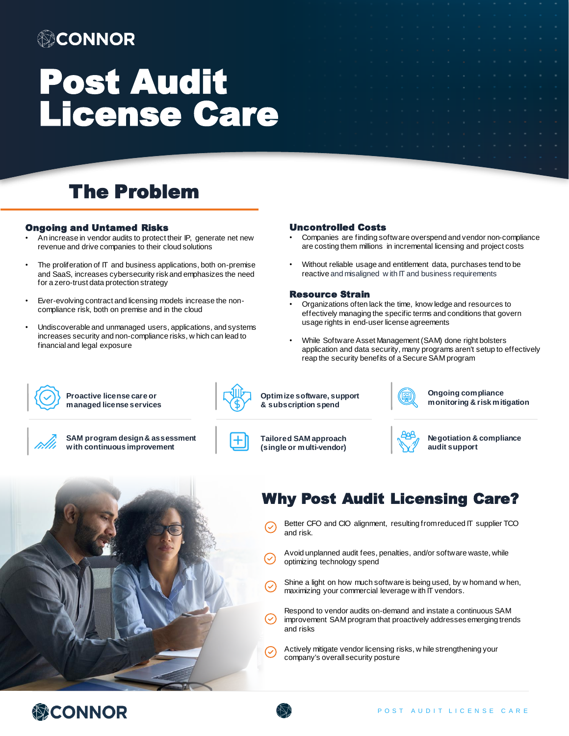CONNOR

# Post Audit License Care

## The Problem

### Ongoing and Untamed Risks

- An increase in vendor audits to protect their IP, generate net new revenue and drive companies to their cloud solutions
- The proliferation of IT and business applications, both on-premise and SaaS, increases cybersecurity risk and emphasizes the need for a zero-trust data protection strategy
- Ever-evolving contract and licensing models increase the non-compliance risk, both on premise and in the cloud
- Undiscoverable and unmanaged users, applications, and systems increases security and non-compliance risks, which can lead to financial and legal exposure

### Uncontrolled Costs

- Companies are finding software overspend and vendor non-compliance are costing them millions in incremental licensing and project costs
- Without reliable usage and entitlement data, purchases tend to be reactive and misaligned with IT and business requirements

### Resource Strain

- Organizations often lack the time, knowledge and resources to effectively managing the specific terms and conditions that govern usage rights in end-user license agreements
- While Software Asset Management (SAM) done right bolsters application and data security, many programs aren't setup to effectively reap the security benefits of a Secure SAM program

---

- **Proactive license care or managed license services**
- **Optimize software, support & subscription spend**
- **Ongoing compliance monitoring & risk mitigation**
- **SAM program design & assessment with continuous improvement**
- **Tailored SAM approach (single or multi-vendor)**
- **Negotiation & compliance audit support**

## Why Post Audit Licensing Care?

- Better CFO and CIO alignment, resulting from reduced IT supplier TCO and risk.
- Avoid unplanned audit fees, penalties, and/or software waste, while optimizing technology spend
- Shine a light on how much software is being used, by whom and when, maximizing your commercial leverage with IT vendors.
- Respond to vendor audits on-demand and instate a continuous SAM improvement SAM program that proactively addresses emerging trends and risks
- Actively mitigate vendor licensing risks, while strengthening your company's overall security posture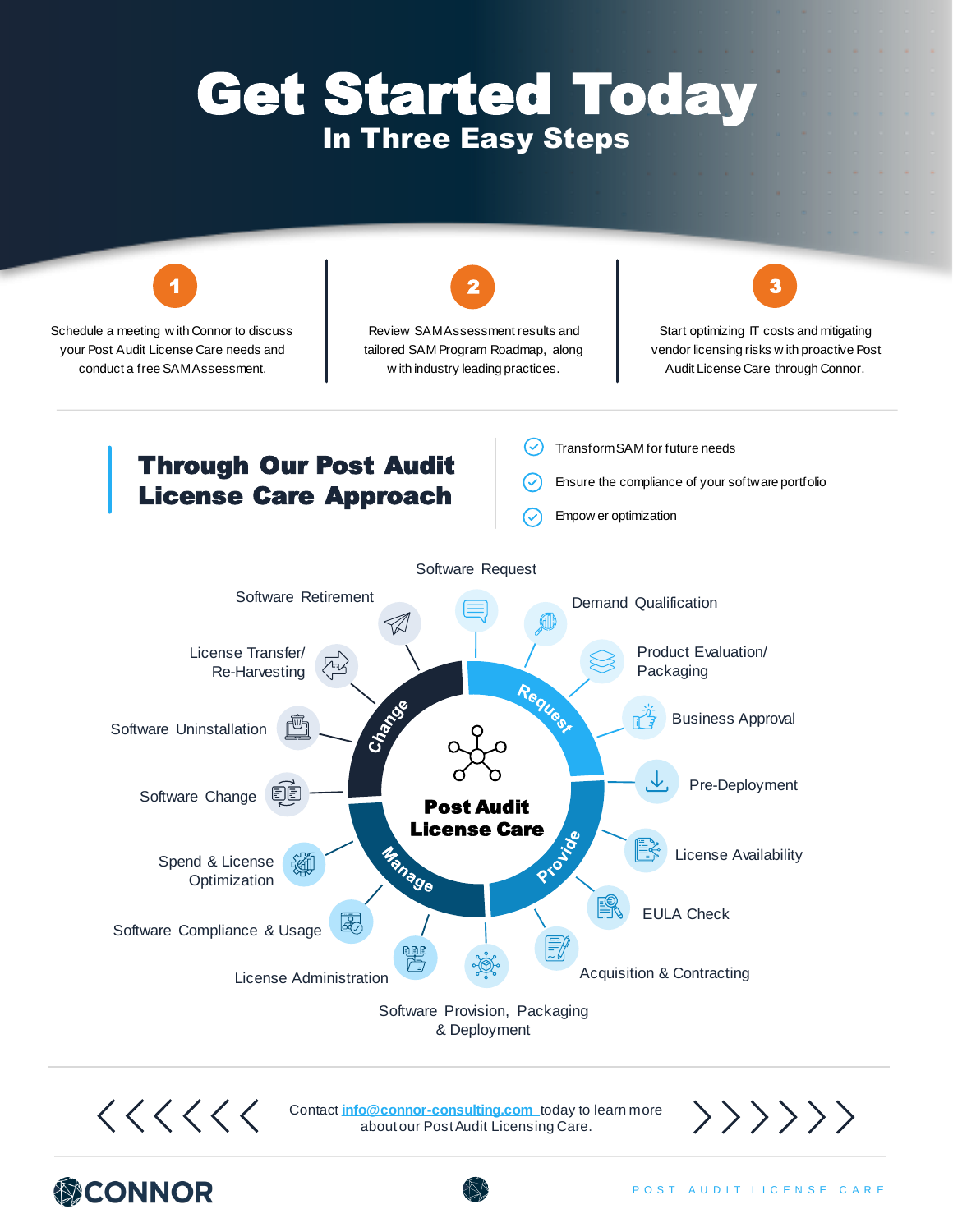# Get Started Today

## In Three Easy Steps

**1**

Schedule a meeting with Connor to discuss your Post Audit License Care needs and conduct a free SAM Assessment.

**2**

Review SAM Assessment results and tailored SAM Program Roadmap, along with industry leading practices.

**3**

Start optimizing IT costs and mitigating vendor licensing risks with proactive Post Audit License Care through Connor.

## Through Our Post Audit License Care Approach

- Transform SAM for future needs
- Ensure the compliance of your software portfolio
- Empower optimization

**Post Audit License Care**

Request

Software Request

Demand Qualification

Product Evaluation/ Packaging

Business Approval

Provide

Pre-Deployment

License Availability

EULA Check

Acquisition & Contracting

Software Provision, Packaging & Deployment

Manage

License Administration

Software Compliance & Usage

Spend & License Optimization

Change

Software Change

Software Uninstallation

License Transfer/ Re-Harvesting

Software Retirement

Contact info@connor-consulting.com today to learn more about our Post Audit Licensing Care.

CONNOR

POST AUDIT LICENSE CARE